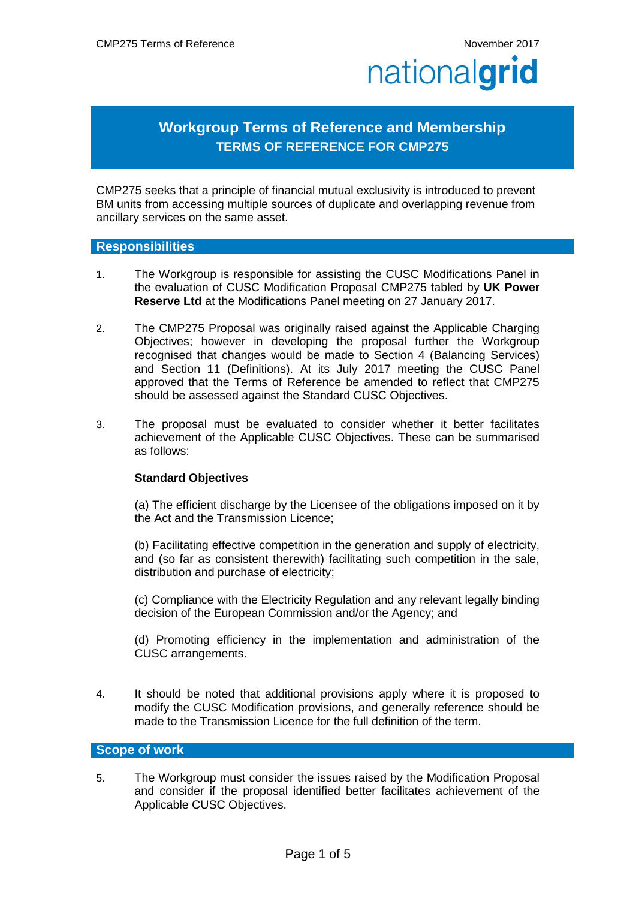# Workgroup Terms of Reference and Membership

## TERMS OF REFERENCE FOR CMP275

CMP275 seeks that a principle of financial mutual exclusivity is introduced to prevent BM units from accessing multiple sources of duplicate and overlapping revenue from ancillary services on the same asset.

## Responsibilities

1. The Workgroup is responsible for assisting the CUSC Modifications Panel in the evaluation of CUSC Modification Proposal CMP275 tabled by **UK Power Reserve Ltd** at the Modifications Panel meeting on 27 January 2017.

2. The CMP275 Proposal was originally raised against the Applicable Charging Objectives; however in developing the proposal further the Workgroup recognised that changes would be made to Section 4 (Balancing Services) and Section 11 (Definitions). At its July 2017 meeting the CUSC Panel approved that the Terms of Reference be amended to reflect that CMP275 should be assessed against the Standard CUSC Objectives.

3. The proposal must be evaluated to consider whether it better facilitates achievement of the Applicable CUSC Objectives. These can be summarised as follows:

   **Standard Objectives**

   (a) The efficient discharge by the Licensee of the obligations imposed on it by the Act and the Transmission Licence;

   (b) Facilitating effective competition in the generation and supply of electricity, and (so far as consistent therewith) facilitating such competition in the sale, distribution and purchase of electricity;

   (c) Compliance with the Electricity Regulation and any relevant legally binding decision of the European Commission and/or the Agency; and

   (d) Promoting efficiency in the implementation and administration of the CUSC arrangements.

4. It should be noted that additional provisions apply where it is proposed to modify the CUSC Modification provisions, and generally reference should be made to the Transmission Licence for the full definition of the term.

## Scope of work

5. The Workgroup must consider the issues raised by the Modification Proposal and consider if the proposal identified better facilitates achievement of the Applicable CUSC Objectives.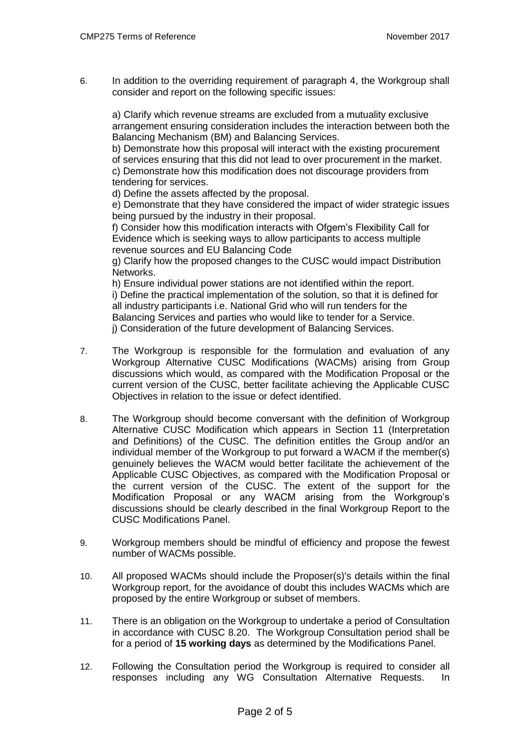6. In addition to the overriding requirement of paragraph 4, the Workgroup shall consider and report on the following specific issues:

   a) Clarify which revenue streams are excluded from a mutuality exclusive arrangement ensuring consideration includes the interaction between both the Balancing Mechanism (BM) and Balancing Services.
   b) Demonstrate how this proposal will interact with the existing procurement of services ensuring that this did not lead to over procurement in the market.
   c) Demonstrate how this modification does not discourage providers from tendering for services.
   d) Define the assets affected by the proposal.
   e) Demonstrate that they have considered the impact of wider strategic issues being pursued by the industry in their proposal.
   f) Consider how this modification interacts with Ofgem's Flexibility Call for Evidence which is seeking ways to allow participants to access multiple revenue sources and EU Balancing Code
   g) Clarify how the proposed changes to the CUSC would impact Distribution Networks.
   h) Ensure individual power stations are not identified within the report.
   i) Define the practical implementation of the solution, so that it is defined for all industry participants i.e. National Grid who will run tenders for the Balancing Services and parties who would like to tender for a Service.
   j) Consideration of the future development of Balancing Services.

7. The Workgroup is responsible for the formulation and evaluation of any Workgroup Alternative CUSC Modifications (WACMs) arising from Group discussions which would, as compared with the Modification Proposal or the current version of the CUSC, better facilitate achieving the Applicable CUSC Objectives in relation to the issue or defect identified.

8. The Workgroup should become conversant with the definition of Workgroup Alternative CUSC Modification which appears in Section 11 (Interpretation and Definitions) of the CUSC. The definition entitles the Group and/or an individual member of the Workgroup to put forward a WACM if the member(s) genuinely believes the WACM would better facilitate the achievement of the Applicable CUSC Objectives, as compared with the Modification Proposal or the current version of the CUSC. The extent of the support for the Modification Proposal or any WACM arising from the Workgroup's discussions should be clearly described in the final Workgroup Report to the CUSC Modifications Panel.

9. Workgroup members should be mindful of efficiency and propose the fewest number of WACMs possible.

10. All proposed WACMs should include the Proposer(s)'s details within the final Workgroup report, for the avoidance of doubt this includes WACMs which are proposed by the entire Workgroup or subset of members.

11. There is an obligation on the Workgroup to undertake a period of Consultation in accordance with CUSC 8.20. The Workgroup Consultation period shall be for a period of **15 working days** as determined by the Modifications Panel.

12. Following the Consultation period the Workgroup is required to consider all responses including any WG Consultation Alternative Requests. In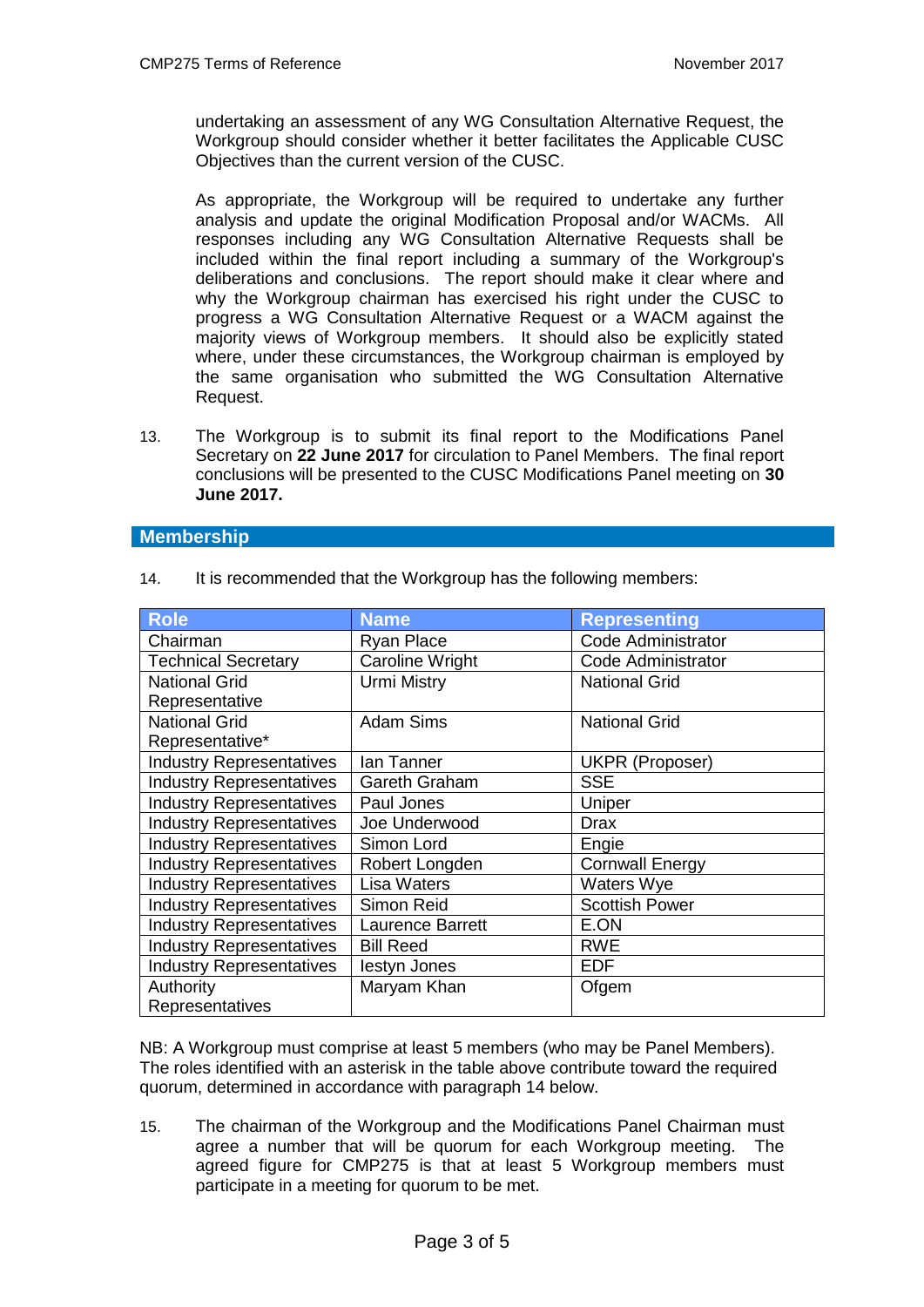undertaking an assessment of any WG Consultation Alternative Request, the Workgroup should consider whether it better facilitates the Applicable CUSC Objectives than the current version of the CUSC.

As appropriate, the Workgroup will be required to undertake any further analysis and update the original Modification Proposal and/or WACMs. All responses including any WG Consultation Alternative Requests shall be included within the final report including a summary of the Workgroup's deliberations and conclusions. The report should make it clear where and why the Workgroup chairman has exercised his right under the CUSC to progress a WG Consultation Alternative Request or a WACM against the majority views of Workgroup members. It should also be explicitly stated where, under these circumstances, the Workgroup chairman is employed by the same organisation who submitted the WG Consultation Alternative Request.

13. The Workgroup is to submit its final report to the Modifications Panel Secretary on **22 June 2017** for circulation to Panel Members. The final report conclusions will be presented to the CUSC Modifications Panel meeting on **30 June 2017.**

## Membership

14. It is recommended that the Workgroup has the following members:

| Role | Name | Representing |
|---|---|---|
| Chairman | Ryan Place | Code Administrator |
| Technical Secretary | Caroline Wright | Code Administrator |
| National Grid Representative | Urmi Mistry | National Grid |
| National Grid Representative* | Adam Sims | National Grid |
| Industry Representatives | Ian Tanner | UKPR (Proposer) |
| Industry Representatives | Gareth Graham | SSE |
| Industry Representatives | Paul Jones | Uniper |
| Industry Representatives | Joe Underwood | Drax |
| Industry Representatives | Simon Lord | Engie |
| Industry Representatives | Robert Longden | Cornwall Energy |
| Industry Representatives | Lisa Waters | Waters Wye |
| Industry Representatives | Simon Reid | Scottish Power |
| Industry Representatives | Laurence Barrett | E.ON |
| Industry Representatives | Bill Reed | RWE |
| Industry Representatives | Iestyn Jones | EDF |
| Authority Representatives | Maryam Khan | Ofgem |

NB: A Workgroup must comprise at least 5 members (who may be Panel Members). The roles identified with an asterisk in the table above contribute toward the required quorum, determined in accordance with paragraph 14 below.

15. The chairman of the Workgroup and the Modifications Panel Chairman must agree a number that will be quorum for each Workgroup meeting. The agreed figure for CMP275 is that at least 5 Workgroup members must participate in a meeting for quorum to be met.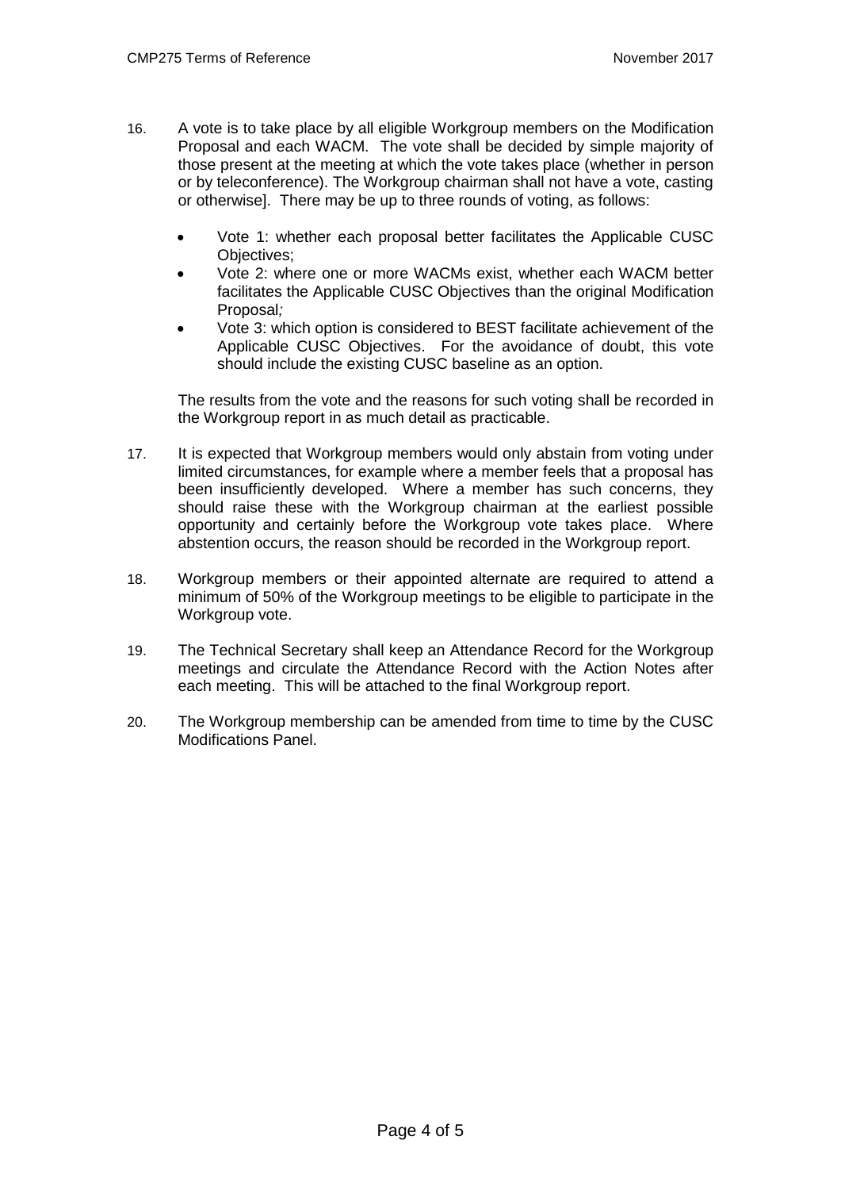16. A vote is to take place by all eligible Workgroup members on the Modification Proposal and each WACM. The vote shall be decided by simple majority of those present at the meeting at which the vote takes place (whether in person or by teleconference). The Workgroup chairman shall not have a vote, casting or otherwise]. There may be up to three rounds of voting, as follows:

    - Vote 1: whether each proposal better facilitates the Applicable CUSC Objectives;
    - Vote 2: where one or more WACMs exist, whether each WACM better facilitates the Applicable CUSC Objectives than the original Modification Proposal*;*
    - Vote 3: which option is considered to BEST facilitate achievement of the Applicable CUSC Objectives. For the avoidance of doubt, this vote should include the existing CUSC baseline as an option.

    The results from the vote and the reasons for such voting shall be recorded in the Workgroup report in as much detail as practicable.

17. It is expected that Workgroup members would only abstain from voting under limited circumstances, for example where a member feels that a proposal has been insufficiently developed. Where a member has such concerns, they should raise these with the Workgroup chairman at the earliest possible opportunity and certainly before the Workgroup vote takes place. Where abstention occurs, the reason should be recorded in the Workgroup report.

18. Workgroup members or their appointed alternate are required to attend a minimum of 50% of the Workgroup meetings to be eligible to participate in the Workgroup vote.

19. The Technical Secretary shall keep an Attendance Record for the Workgroup meetings and circulate the Attendance Record with the Action Notes after each meeting. This will be attached to the final Workgroup report.

20. The Workgroup membership can be amended from time to time by the CUSC Modifications Panel.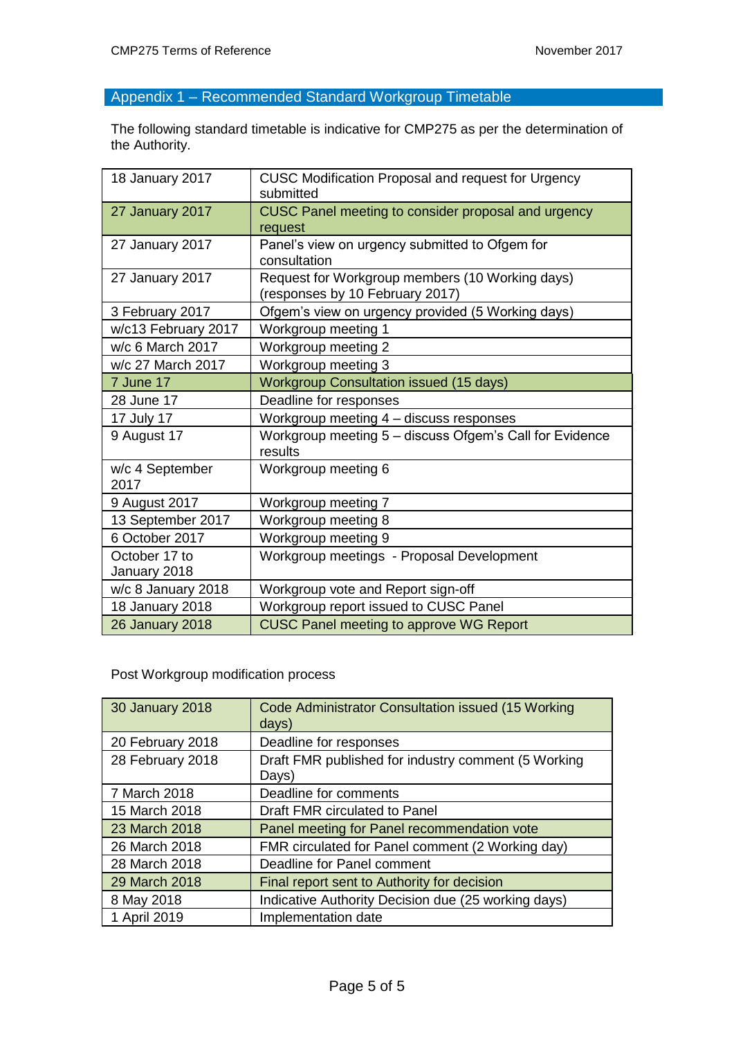## Appendix 1 – Recommended Standard Workgroup Timetable

The following standard timetable is indicative for CMP275 as per the determination of the Authority.

| | |
|---|---|
| 18 January 2017 | CUSC Modification Proposal and request for Urgency submitted |
| 27 January 2017 | CUSC Panel meeting to consider proposal and urgency request |
| 27 January 2017 | Panel's view on urgency submitted to Ofgem for consultation |
| 27 January 2017 | Request for Workgroup members (10 Working days) (responses by 10 February 2017) |
| 3 February 2017 | Ofgem's view on urgency provided (5 Working days) |
| w/c13 February 2017 | Workgroup meeting 1 |
| w/c 6 March 2017 | Workgroup meeting 2 |
| w/c 27 March 2017 | Workgroup meeting 3 |
| 7 June 17 | Workgroup Consultation issued (15 days) |
| 28 June 17 | Deadline for responses |
| 17 July 17 | Workgroup meeting 4 – discuss responses |
| 9 August 17 | Workgroup meeting 5 – discuss Ofgem's Call for Evidence results |
| w/c 4 September 2017 | Workgroup meeting 6 |
| 9 August 2017 | Workgroup meeting 7 |
| 13 September 2017 | Workgroup meeting 8 |
| 6 October 2017 | Workgroup meeting 9 |
| October 17 to January 2018 | Workgroup meetings - Proposal Development |
| w/c 8 January 2018 | Workgroup vote and Report sign-off |
| 18 January 2018 | Workgroup report issued to CUSC Panel |
| 26 January 2018 | CUSC Panel meeting to approve WG Report |

Post Workgroup modification process

| | |
|---|---|
| 30 January 2018 | Code Administrator Consultation issued (15 Working days) |
| 20 February 2018 | Deadline for responses |
| 28 February 2018 | Draft FMR published for industry comment (5 Working Days) |
| 7 March 2018 | Deadline for comments |
| 15 March 2018 | Draft FMR circulated to Panel |
| 23 March 2018 | Panel meeting for Panel recommendation vote |
| 26 March 2018 | FMR circulated for Panel comment (2 Working day) |
| 28 March 2018 | Deadline for Panel comment |
| 29 March 2018 | Final report sent to Authority for decision |
| 8 May 2018 | Indicative Authority Decision due (25 working days) |
| 1 April 2019 | Implementation date |